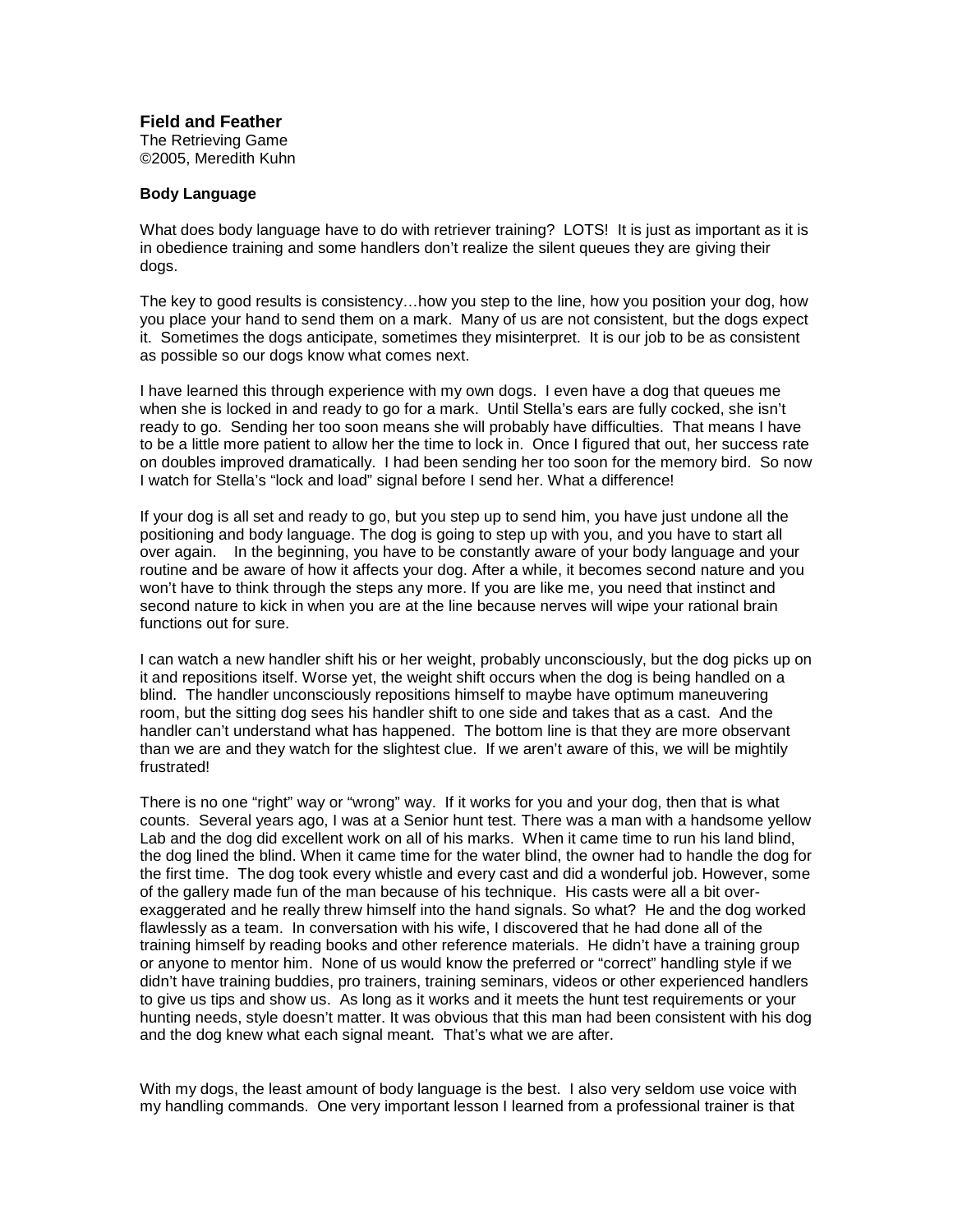# Field and Feather

The Retrieving Game
©2005, Meredith Kuhn

### Body Language

What does body language have to do with retriever training? LOTS! It is just as important as it is in obedience training and some handlers don't realize the silent queues they are giving their dogs.

The key to good results is consistency…how you step to the line, how you position your dog, how you place your hand to send them on a mark. Many of us are not consistent, but the dogs expect it. Sometimes the dogs anticipate, sometimes they misinterpret. It is our job to be as consistent as possible so our dogs know what comes next.

I have learned this through experience with my own dogs. I even have a dog that queues me when she is locked in and ready to go for a mark. Until Stella's ears are fully cocked, she isn't ready to go. Sending her too soon means she will probably have difficulties. That means I have to be a little more patient to allow her the time to lock in. Once I figured that out, her success rate on doubles improved dramatically. I had been sending her too soon for the memory bird. So now I watch for Stella's "lock and load" signal before I send her. What a difference!

If your dog is all set and ready to go, but you step up to send him, you have just undone all the positioning and body language. The dog is going to step up with you, and you have to start all over again. In the beginning, you have to be constantly aware of your body language and your routine and be aware of how it affects your dog. After a while, it becomes second nature and you won't have to think through the steps any more. If you are like me, you need that instinct and second nature to kick in when you are at the line because nerves will wipe your rational brain functions out for sure.

I can watch a new handler shift his or her weight, probably unconsciously, but the dog picks up on it and repositions itself. Worse yet, the weight shift occurs when the dog is being handled on a blind. The handler unconsciously repositions himself to maybe have optimum maneuvering room, but the sitting dog sees his handler shift to one side and takes that as a cast. And the handler can't understand what has happened. The bottom line is that they are more observant than we are and they watch for the slightest clue. If we aren't aware of this, we will be mightily frustrated!

There is no one "right" way or "wrong" way. If it works for you and your dog, then that is what counts. Several years ago, I was at a Senior hunt test. There was a man with a handsome yellow Lab and the dog did excellent work on all of his marks. When it came time to run his land blind, the dog lined the blind. When it came time for the water blind, the owner had to handle the dog for the first time. The dog took every whistle and every cast and did a wonderful job. However, some of the gallery made fun of the man because of his technique. His casts were all a bit over-exaggerated and he really threw himself into the hand signals. So what? He and the dog worked flawlessly as a team. In conversation with his wife, I discovered that he had done all of the training himself by reading books and other reference materials. He didn't have a training group or anyone to mentor him. None of us would know the preferred or "correct" handling style if we didn't have training buddies, pro trainers, training seminars, videos or other experienced handlers to give us tips and show us. As long as it works and it meets the hunt test requirements or your hunting needs, style doesn't matter. It was obvious that this man had been consistent with his dog and the dog knew what each signal meant. That's what we are after.

With my dogs, the least amount of body language is the best. I also very seldom use voice with my handling commands. One very important lesson I learned from a professional trainer is that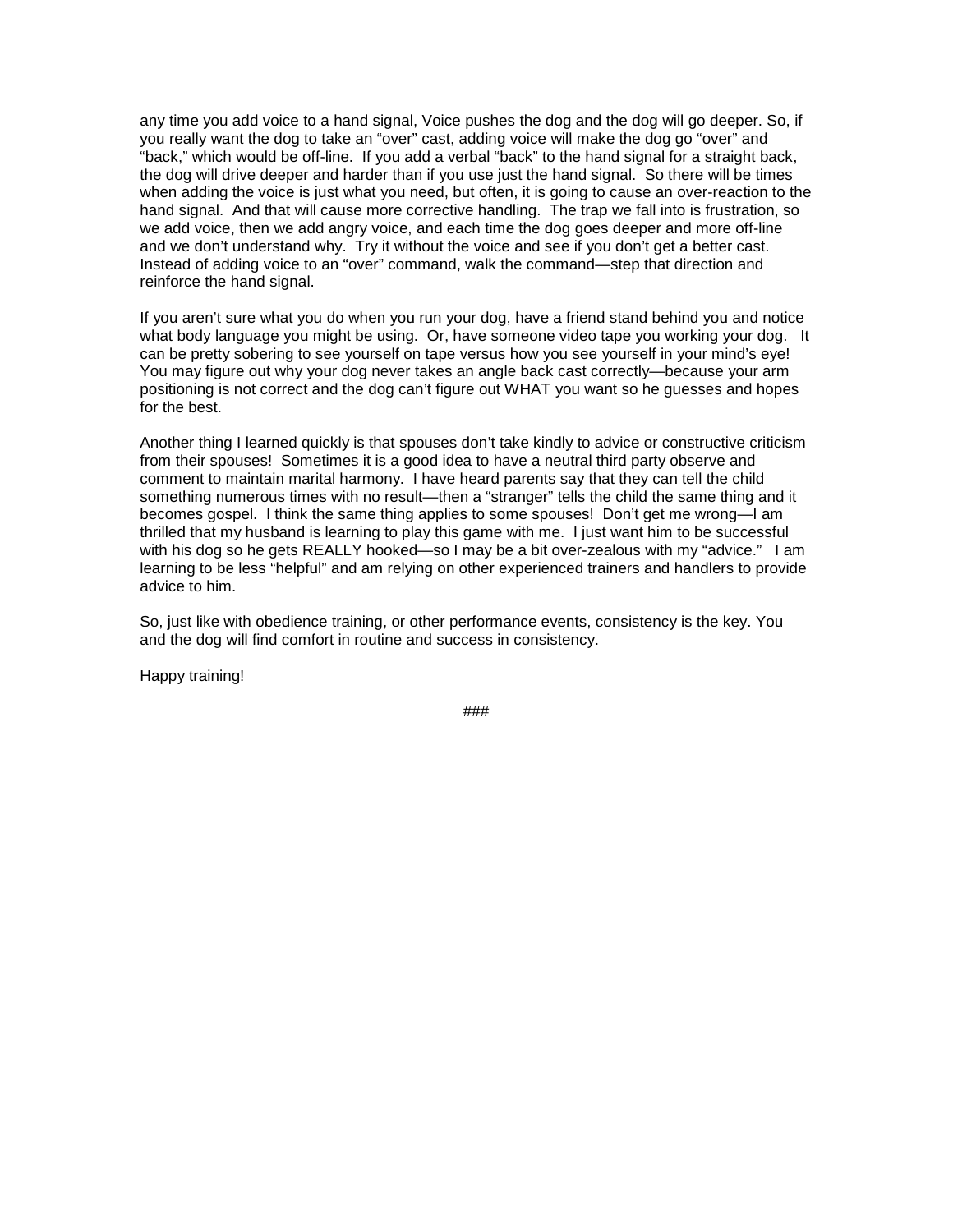any time you add voice to a hand signal, Voice pushes the dog and the dog will go deeper. So, if you really want the dog to take an "over" cast, adding voice will make the dog go "over" and "back," which would be off-line. If you add a verbal "back" to the hand signal for a straight back, the dog will drive deeper and harder than if you use just the hand signal. So there will be times when adding the voice is just what you need, but often, it is going to cause an over-reaction to the hand signal. And that will cause more corrective handling. The trap we fall into is frustration, so we add voice, then we add angry voice, and each time the dog goes deeper and more off-line and we don't understand why. Try it without the voice and see if you don't get a better cast. Instead of adding voice to an "over" command, walk the command—step that direction and reinforce the hand signal.

If you aren't sure what you do when you run your dog, have a friend stand behind you and notice what body language you might be using. Or, have someone video tape you working your dog. It can be pretty sobering to see yourself on tape versus how you see yourself in your mind's eye! You may figure out why your dog never takes an angle back cast correctly—because your arm positioning is not correct and the dog can't figure out WHAT you want so he guesses and hopes for the best.

Another thing I learned quickly is that spouses don't take kindly to advice or constructive criticism from their spouses! Sometimes it is a good idea to have a neutral third party observe and comment to maintain marital harmony. I have heard parents say that they can tell the child something numerous times with no result—then a "stranger" tells the child the same thing and it becomes gospel. I think the same thing applies to some spouses! Don't get me wrong—I am thrilled that my husband is learning to play this game with me. I just want him to be successful with his dog so he gets REALLY hooked—so I may be a bit over-zealous with my "advice." I am learning to be less "helpful" and am relying on other experienced trainers and handlers to provide advice to him.

So, just like with obedience training, or other performance events, consistency is the key. You and the dog will find comfort in routine and success in consistency.

Happy training!

###